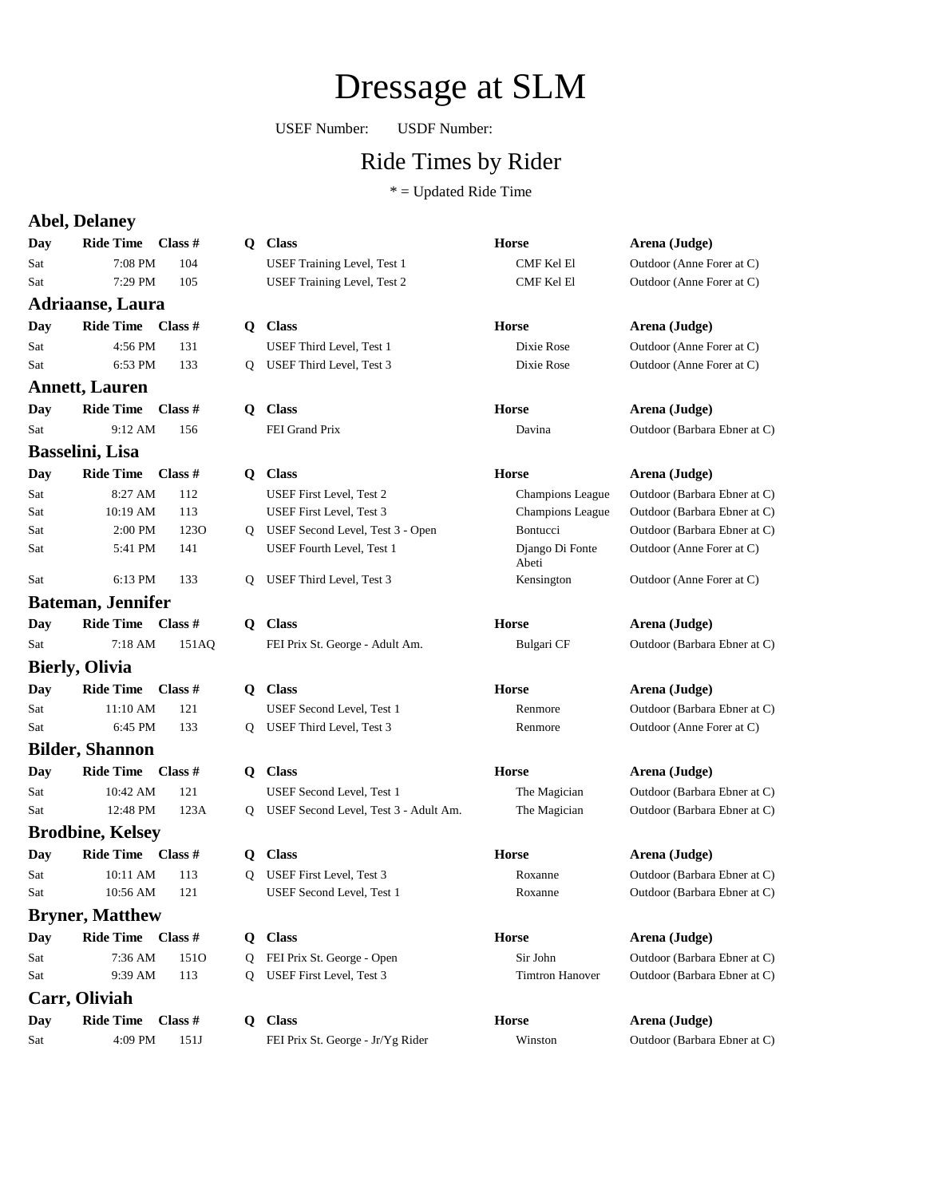# Dressage at SLM

USEF Number: USDF Number:

## Ride Times by Rider

\* = Updated Ride Time

### Abel, Delaney

| Day | Ride Time | Class # | Q | Class | Horse | Arena (Judge) |
|---|---|---|---|---|---|---|
| Sat | 7:08 PM | 104 | | USEF Training Level, Test 1 | CMF Kel El | Outdoor (Anne Forer at C) |
| Sat | 7:29 PM | 105 | | USEF Training Level, Test 2 | CMF Kel El | Outdoor (Anne Forer at C) |

### Adriaanse, Laura

| Day | Ride Time | Class # | Q | Class | Horse | Arena (Judge) |
|---|---|---|---|---|---|---|
| Sat | 4:56 PM | 131 | | USEF Third Level, Test 1 | Dixie Rose | Outdoor (Anne Forer at C) |
| Sat | 6:53 PM | 133 | Q | USEF Third Level, Test 3 | Dixie Rose | Outdoor (Anne Forer at C) |

### Annett, Lauren

| Day | Ride Time | Class # | Q | Class | Horse | Arena (Judge) |
|---|---|---|---|---|---|---|
| Sat | 9:12 AM | 156 | | FEI Grand Prix | Davina | Outdoor (Barbara Ebner at C) |

### Basselini, Lisa

| Day | Ride Time | Class # | Q | Class | Horse | Arena (Judge) |
|---|---|---|---|---|---|---|
| Sat | 8:27 AM | 112 | | USEF First Level, Test 2 | Champions League | Outdoor (Barbara Ebner at C) |
| Sat | 10:19 AM | 113 | | USEF First Level, Test 3 | Champions League | Outdoor (Barbara Ebner at C) |
| Sat | 2:00 PM | 123O | Q | USEF Second Level, Test 3 - Open | Bontucci | Outdoor (Barbara Ebner at C) |
| Sat | 5:41 PM | 141 | | USEF Fourth Level, Test 1 | Django Di Fonte Abeti | Outdoor (Anne Forer at C) |
| Sat | 6:13 PM | 133 | Q | USEF Third Level, Test 3 | Kensington | Outdoor (Anne Forer at C) |

### Bateman, Jennifer

| Day | Ride Time | Class # | Q | Class | Horse | Arena (Judge) |
|---|---|---|---|---|---|---|
| Sat | 7:18 AM | 151AQ | | FEI Prix St. George - Adult Am. | Bulgari CF | Outdoor (Barbara Ebner at C) |

### Bierly, Olivia

| Day | Ride Time | Class # | Q | Class | Horse | Arena (Judge) |
|---|---|---|---|---|---|---|
| Sat | 11:10 AM | 121 | | USEF Second Level, Test 1 | Renmore | Outdoor (Barbara Ebner at C) |
| Sat | 6:45 PM | 133 | Q | USEF Third Level, Test 3 | Renmore | Outdoor (Anne Forer at C) |

### Bilder, Shannon

| Day | Ride Time | Class # | Q | Class | Horse | Arena (Judge) |
|---|---|---|---|---|---|---|
| Sat | 10:42 AM | 121 | | USEF Second Level, Test 1 | The Magician | Outdoor (Barbara Ebner at C) |
| Sat | 12:48 PM | 123A | Q | USEF Second Level, Test 3 - Adult Am. | The Magician | Outdoor (Barbara Ebner at C) |

### Brodbine, Kelsey

| Day | Ride Time | Class # | Q | Class | Horse | Arena (Judge) |
|---|---|---|---|---|---|---|
| Sat | 10:11 AM | 113 | Q | USEF First Level, Test 3 | Roxanne | Outdoor (Barbara Ebner at C) |
| Sat | 10:56 AM | 121 | | USEF Second Level, Test 1 | Roxanne | Outdoor (Barbara Ebner at C) |

### Bryner, Matthew

| Day | Ride Time | Class # | Q | Class | Horse | Arena (Judge) |
|---|---|---|---|---|---|---|
| Sat | 7:36 AM | 151O | Q | FEI Prix St. George - Open | Sir John | Outdoor (Barbara Ebner at C) |
| Sat | 9:39 AM | 113 | Q | USEF First Level, Test 3 | Timtron Hanover | Outdoor (Barbara Ebner at C) |

### Carr, Oliviah

| Day | Ride Time | Class # | Q | Class | Horse | Arena (Judge) |
|---|---|---|---|---|---|---|
| Sat | 4:09 PM | 151J | | FEI Prix St. George - Jr/Yg Rider | Winston | Outdoor (Barbara Ebner at C) |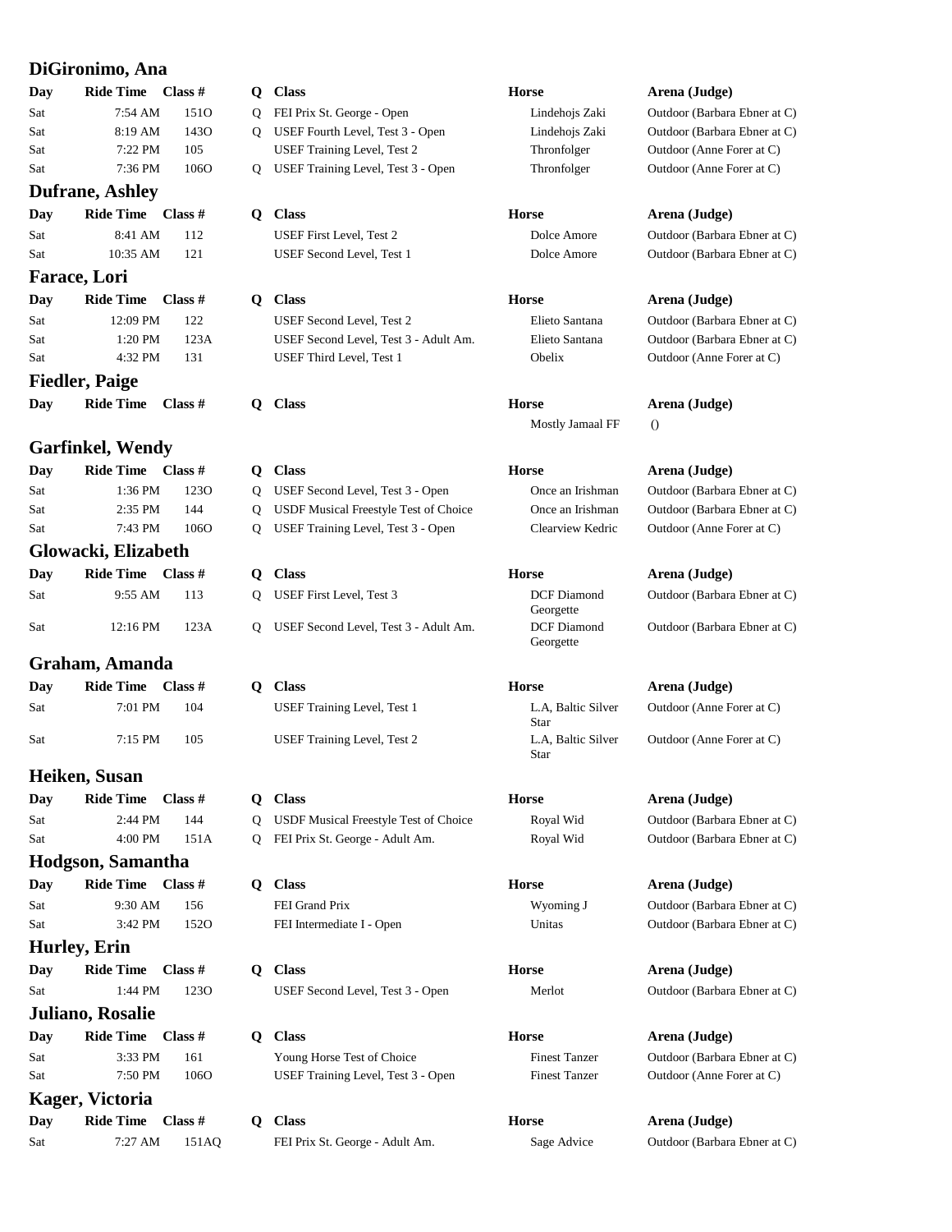## DiGironimo, Ana

| Day | Ride Time | Class # | Q | Class | Horse | Arena (Judge) |
|---|---|---|---|---|---|---|
| Sat | 7:54 AM | 151O | Q | FEI Prix St. George - Open | Lindehojs Zaki | Outdoor (Barbara Ebner at C) |
| Sat | 8:19 AM | 143O | Q | USEF Fourth Level, Test 3 - Open | Lindehojs Zaki | Outdoor (Barbara Ebner at C) |
| Sat | 7:22 PM | 105 | | USEF Training Level, Test 2 | Thronfolger | Outdoor (Anne Forer at C) |
| Sat | 7:36 PM | 106O | Q | USEF Training Level, Test 3 - Open | Thronfolger | Outdoor (Anne Forer at C) |

## Dufrane, Ashley

| Day | Ride Time | Class # | Q | Class | Horse | Arena (Judge) |
|---|---|---|---|---|---|---|
| Sat | 8:41 AM | 112 | | USEF First Level, Test 2 | Dolce Amore | Outdoor (Barbara Ebner at C) |
| Sat | 10:35 AM | 121 | | USEF Second Level, Test 1 | Dolce Amore | Outdoor (Barbara Ebner at C) |

## Farace, Lori

| Day | Ride Time | Class # | Q | Class | Horse | Arena (Judge) |
|---|---|---|---|---|---|---|
| Sat | 12:09 PM | 122 | | USEF Second Level, Test 2 | Elieto Santana | Outdoor (Barbara Ebner at C) |
| Sat | 1:20 PM | 123A | | USEF Second Level, Test 3 - Adult Am. | Elieto Santana | Outdoor (Barbara Ebner at C) |
| Sat | 4:32 PM | 131 | | USEF Third Level, Test 1 | Obelix | Outdoor (Anne Forer at C) |

## Fiedler, Paige

| Day | Ride Time | Class # | Q | Class | Horse | Arena (Judge) |
|---|---|---|---|---|---|---|
| | | | | | Mostly Jamaal FF | () |

## Garfinkel, Wendy

| Day | Ride Time | Class # | Q | Class | Horse | Arena (Judge) |
|---|---|---|---|---|---|---|
| Sat | 1:36 PM | 123O | Q | USEF Second Level, Test 3 - Open | Once an Irishman | Outdoor (Barbara Ebner at C) |
| Sat | 2:35 PM | 144 | Q | USDF Musical Freestyle Test of Choice | Once an Irishman | Outdoor (Barbara Ebner at C) |
| Sat | 7:43 PM | 106O | Q | USEF Training Level, Test 3 - Open | Clearview Kedric | Outdoor (Anne Forer at C) |

## Glowacki, Elizabeth

| Day | Ride Time | Class # | Q | Class | Horse | Arena (Judge) |
|---|---|---|---|---|---|---|
| Sat | 9:55 AM | 113 | Q | USEF First Level, Test 3 | DCF Diamond Georgette | Outdoor (Barbara Ebner at C) |
| Sat | 12:16 PM | 123A | Q | USEF Second Level, Test 3 - Adult Am. | DCF Diamond Georgette | Outdoor (Barbara Ebner at C) |

## Graham, Amanda

| Day | Ride Time | Class # | Q | Class | Horse | Arena (Judge) |
|---|---|---|---|---|---|---|
| Sat | 7:01 PM | 104 | | USEF Training Level, Test 1 | L.A, Baltic Silver Star | Outdoor (Anne Forer at C) |
| Sat | 7:15 PM | 105 | | USEF Training Level, Test 2 | L.A, Baltic Silver Star | Outdoor (Anne Forer at C) |

## Heiken, Susan

| Day | Ride Time | Class # | Q | Class | Horse | Arena (Judge) |
|---|---|---|---|---|---|---|
| Sat | 2:44 PM | 144 | Q | USDF Musical Freestyle Test of Choice | Royal Wid | Outdoor (Barbara Ebner at C) |
| Sat | 4:00 PM | 151A | Q | FEI Prix St. George - Adult Am. | Royal Wid | Outdoor (Barbara Ebner at C) |

## Hodgson, Samantha

| Day | Ride Time | Class # | Q | Class | Horse | Arena (Judge) |
|---|---|---|---|---|---|---|
| Sat | 9:30 AM | 156 | | FEI Grand Prix | Wyoming J | Outdoor (Barbara Ebner at C) |
| Sat | 3:42 PM | 152O | | FEI Intermediate I - Open | Unitas | Outdoor (Barbara Ebner at C) |

## Hurley, Erin

| Day | Ride Time | Class # | Q | Class | Horse | Arena (Judge) |
|---|---|---|---|---|---|---|
| Sat | 1:44 PM | 123O | | USEF Second Level, Test 3 - Open | Merlot | Outdoor (Barbara Ebner at C) |

## Juliano, Rosalie

| Day | Ride Time | Class # | Q | Class | Horse | Arena (Judge) |
|---|---|---|---|---|---|---|
| Sat | 3:33 PM | 161 | | Young Horse Test of Choice | Finest Tanzer | Outdoor (Barbara Ebner at C) |
| Sat | 7:50 PM | 106O | | USEF Training Level, Test 3 - Open | Finest Tanzer | Outdoor (Anne Forer at C) |

## Kager, Victoria

| Day | Ride Time | Class # | Q | Class | Horse | Arena (Judge) |
|---|---|---|---|---|---|---|
| Sat | 7:27 AM | 151AQ | | FEI Prix St. George - Adult Am. | Sage Advice | Outdoor (Barbara Ebner at C) |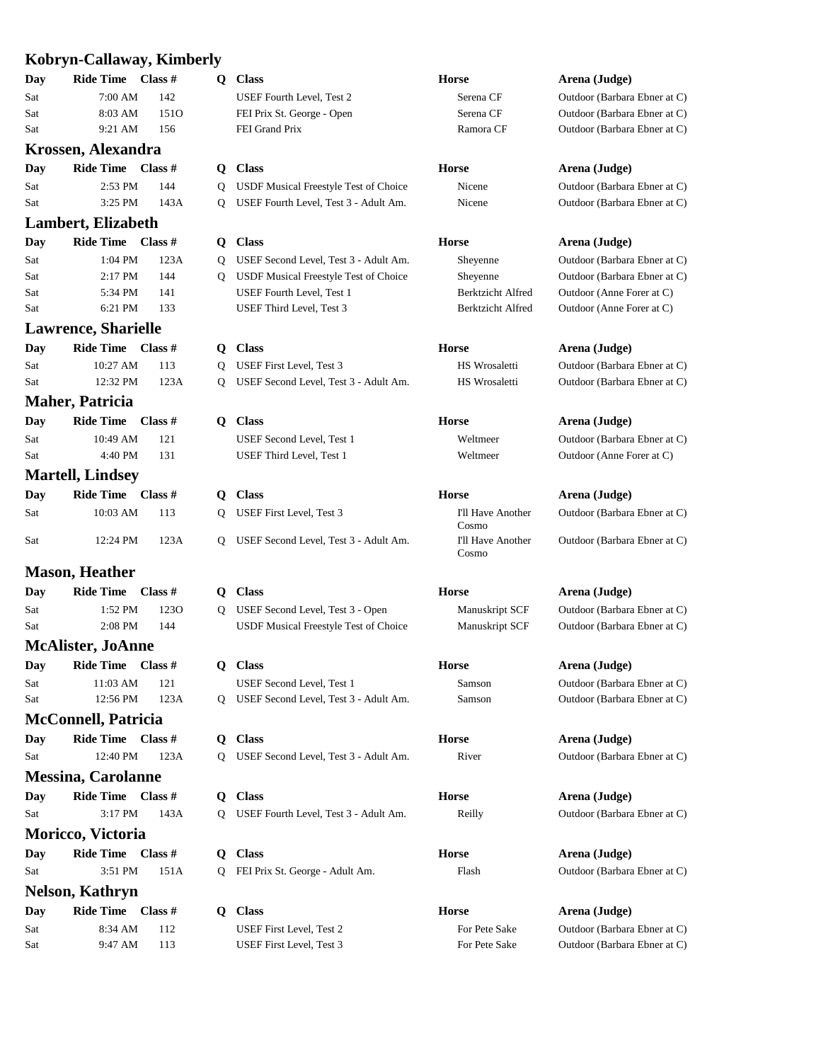## Kobryn-Callaway, Kimberly

| Day | Ride Time | Class # | Q | Class | Horse | Arena (Judge) |
|---|---|---|---|---|---|---|
| Sat | 7:00 AM | 142 | | USEF Fourth Level, Test 2 | Serena CF | Outdoor (Barbara Ebner at C) |
| Sat | 8:03 AM | 151O | | FEI Prix St. George - Open | Serena CF | Outdoor (Barbara Ebner at C) |
| Sat | 9:21 AM | 156 | | FEI Grand Prix | Ramora CF | Outdoor (Barbara Ebner at C) |

## Krossen, Alexandra

| Day | Ride Time | Class # | Q | Class | Horse | Arena (Judge) |
|---|---|---|---|---|---|---|
| Sat | 2:53 PM | 144 | Q | USDF Musical Freestyle Test of Choice | Nicene | Outdoor (Barbara Ebner at C) |
| Sat | 3:25 PM | 143A | Q | USEF Fourth Level, Test 3 - Adult Am. | Nicene | Outdoor (Barbara Ebner at C) |

## Lambert, Elizabeth

| Day | Ride Time | Class # | Q | Class | Horse | Arena (Judge) |
|---|---|---|---|---|---|---|
| Sat | 1:04 PM | 123A | Q | USEF Second Level, Test 3 - Adult Am. | Sheyenne | Outdoor (Barbara Ebner at C) |
| Sat | 2:17 PM | 144 | Q | USDF Musical Freestyle Test of Choice | Sheyenne | Outdoor (Barbara Ebner at C) |
| Sat | 5:34 PM | 141 | | USEF Fourth Level, Test 1 | Berktzicht Alfred | Outdoor (Anne Forer at C) |
| Sat | 6:21 PM | 133 | | USEF Third Level, Test 3 | Berktzicht Alfred | Outdoor (Anne Forer at C) |

## Lawrence, Sharielle

| Day | Ride Time | Class # | Q | Class | Horse | Arena (Judge) |
|---|---|---|---|---|---|---|
| Sat | 10:27 AM | 113 | Q | USEF First Level, Test 3 | HS Wrosaletti | Outdoor (Barbara Ebner at C) |
| Sat | 12:32 PM | 123A | Q | USEF Second Level, Test 3 - Adult Am. | HS Wrosaletti | Outdoor (Barbara Ebner at C) |

## Maher, Patricia

| Day | Ride Time | Class # | Q | Class | Horse | Arena (Judge) |
|---|---|---|---|---|---|---|
| Sat | 10:49 AM | 121 | | USEF Second Level, Test 1 | Weltmeer | Outdoor (Barbara Ebner at C) |
| Sat | 4:40 PM | 131 | | USEF Third Level, Test 1 | Weltmeer | Outdoor (Anne Forer at C) |

## Martell, Lindsey

| Day | Ride Time | Class # | Q | Class | Horse | Arena (Judge) |
|---|---|---|---|---|---|---|
| Sat | 10:03 AM | 113 | Q | USEF First Level, Test 3 | I'll Have Another Cosmo | Outdoor (Barbara Ebner at C) |
| Sat | 12:24 PM | 123A | Q | USEF Second Level, Test 3 - Adult Am. | I'll Have Another Cosmo | Outdoor (Barbara Ebner at C) |

## Mason, Heather

| Day | Ride Time | Class # | Q | Class | Horse | Arena (Judge) |
|---|---|---|---|---|---|---|
| Sat | 1:52 PM | 123O | Q | USEF Second Level, Test 3 - Open | Manuskript SCF | Outdoor (Barbara Ebner at C) |
| Sat | 2:08 PM | 144 | | USDF Musical Freestyle Test of Choice | Manuskript SCF | Outdoor (Barbara Ebner at C) |

## McAlister, JoAnne

| Day | Ride Time | Class # | Q | Class | Horse | Arena (Judge) |
|---|---|---|---|---|---|---|
| Sat | 11:03 AM | 121 | | USEF Second Level, Test 1 | Samson | Outdoor (Barbara Ebner at C) |
| Sat | 12:56 PM | 123A | Q | USEF Second Level, Test 3 - Adult Am. | Samson | Outdoor (Barbara Ebner at C) |

## McConnell, Patricia

| Day | Ride Time | Class # | Q | Class | Horse | Arena (Judge) |
|---|---|---|---|---|---|---|
| Sat | 12:40 PM | 123A | Q | USEF Second Level, Test 3 - Adult Am. | River | Outdoor (Barbara Ebner at C) |

## Messina, Carolanne

| Day | Ride Time | Class # | Q | Class | Horse | Arena (Judge) |
|---|---|---|---|---|---|---|
| Sat | 3:17 PM | 143A | Q | USEF Fourth Level, Test 3 - Adult Am. | Reilly | Outdoor (Barbara Ebner at C) |

## Moricco, Victoria

| Day | Ride Time | Class # | Q | Class | Horse | Arena (Judge) |
|---|---|---|---|---|---|---|
| Sat | 3:51 PM | 151A | Q | FEI Prix St. George - Adult Am. | Flash | Outdoor (Barbara Ebner at C) |

## Nelson, Kathryn

| Day | Ride Time | Class # | Q | Class | Horse | Arena (Judge) |
|---|---|---|---|---|---|---|
| Sat | 8:34 AM | 112 | | USEF First Level, Test 2 | For Pete Sake | Outdoor (Barbara Ebner at C) |
| Sat | 9:47 AM | 113 | | USEF First Level, Test 3 | For Pete Sake | Outdoor (Barbara Ebner at C) |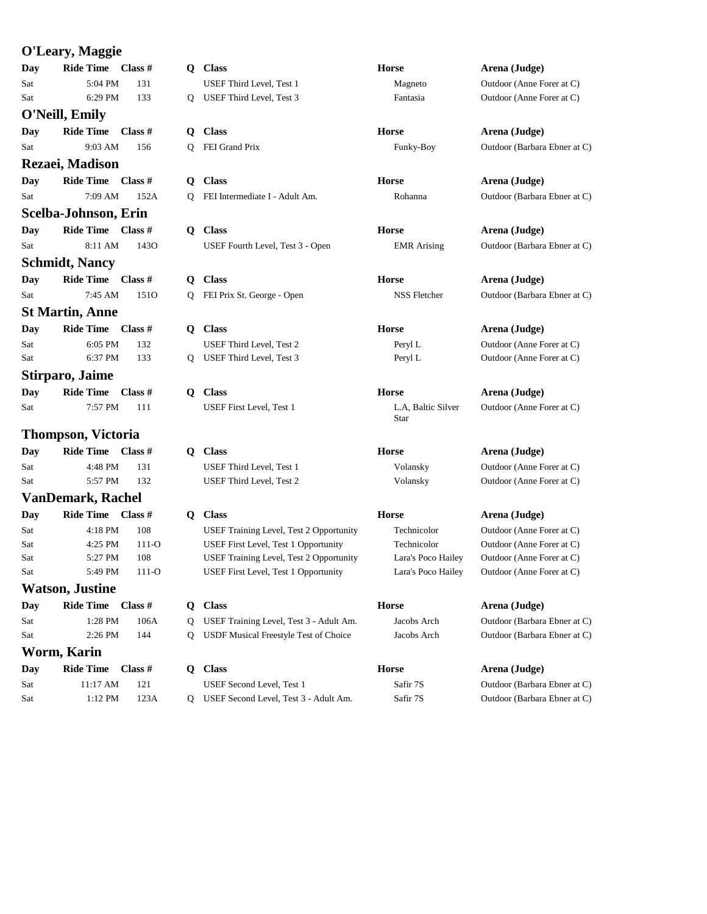## O'Leary, Maggie

| Day | Ride Time | Class # | Q | Class | Horse | Arena (Judge) |
|---|---|---|---|---|---|---|
| Sat | 5:04 PM | 131 | | USEF Third Level, Test 1 | Magneto | Outdoor (Anne Forer at C) |
| Sat | 6:29 PM | 133 | Q | USEF Third Level, Test 3 | Fantasia | Outdoor (Anne Forer at C) |

## O'Neill, Emily

| Day | Ride Time | Class # | Q | Class | Horse | Arena (Judge) |
|---|---|---|---|---|---|---|
| Sat | 9:03 AM | 156 | Q | FEI Grand Prix | Funky-Boy | Outdoor (Barbara Ebner at C) |

## Rezaei, Madison

| Day | Ride Time | Class # | Q | Class | Horse | Arena (Judge) |
|---|---|---|---|---|---|---|
| Sat | 7:09 AM | 152A | Q | FEI Intermediate I - Adult Am. | Rohanna | Outdoor (Barbara Ebner at C) |

## Scelba-Johnson, Erin

| Day | Ride Time | Class # | Q | Class | Horse | Arena (Judge) |
|---|---|---|---|---|---|---|
| Sat | 8:11 AM | 143O | | USEF Fourth Level, Test 3 - Open | EMR Arising | Outdoor (Barbara Ebner at C) |

## Schmidt, Nancy

| Day | Ride Time | Class # | Q | Class | Horse | Arena (Judge) |
|---|---|---|---|---|---|---|
| Sat | 7:45 AM | 151O | Q | FEI Prix St. George - Open | NSS Fletcher | Outdoor (Barbara Ebner at C) |

## St Martin, Anne

| Day | Ride Time | Class # | Q | Class | Horse | Arena (Judge) |
|---|---|---|---|---|---|---|
| Sat | 6:05 PM | 132 | | USEF Third Level, Test 2 | Peryl L | Outdoor (Anne Forer at C) |
| Sat | 6:37 PM | 133 | Q | USEF Third Level, Test 3 | Peryl L | Outdoor (Anne Forer at C) |

## Stirparo, Jaime

| Day | Ride Time | Class # | Q | Class | Horse | Arena (Judge) |
|---|---|---|---|---|---|---|
| Sat | 7:57 PM | 111 | | USEF First Level, Test 1 | L.A, Baltic Silver Star | Outdoor (Anne Forer at C) |

## Thompson, Victoria

| Day | Ride Time | Class # | Q | Class | Horse | Arena (Judge) |
|---|---|---|---|---|---|---|
| Sat | 4:48 PM | 131 | | USEF Third Level, Test 1 | Volansky | Outdoor (Anne Forer at C) |
| Sat | 5:57 PM | 132 | | USEF Third Level, Test 2 | Volansky | Outdoor (Anne Forer at C) |

## VanDemark, Rachel

| Day | Ride Time | Class # | Q | Class | Horse | Arena (Judge) |
|---|---|---|---|---|---|---|
| Sat | 4:18 PM | 108 | | USEF Training Level, Test 2 Opportunity | Technicolor | Outdoor (Anne Forer at C) |
| Sat | 4:25 PM | 111-O | | USEF First Level, Test 1 Opportunity | Technicolor | Outdoor (Anne Forer at C) |
| Sat | 5:27 PM | 108 | | USEF Training Level, Test 2 Opportunity | Lara's Poco Hailey | Outdoor (Anne Forer at C) |
| Sat | 5:49 PM | 111-O | | USEF First Level, Test 1 Opportunity | Lara's Poco Hailey | Outdoor (Anne Forer at C) |

## Watson, Justine

| Day | Ride Time | Class # | Q | Class | Horse | Arena (Judge) |
|---|---|---|---|---|---|---|
| Sat | 1:28 PM | 106A | Q | USEF Training Level, Test 3 - Adult Am. | Jacobs Arch | Outdoor (Barbara Ebner at C) |
| Sat | 2:26 PM | 144 | Q | USDF Musical Freestyle Test of Choice | Jacobs Arch | Outdoor (Barbara Ebner at C) |

## Worm, Karin

| Day | Ride Time | Class # | Q | Class | Horse | Arena (Judge) |
|---|---|---|---|---|---|---|
| Sat | 11:17 AM | 121 | | USEF Second Level, Test 1 | Safir 7S | Outdoor (Barbara Ebner at C) |
| Sat | 1:12 PM | 123A | Q | USEF Second Level, Test 3 - Adult Am. | Safir 7S | Outdoor (Barbara Ebner at C) |